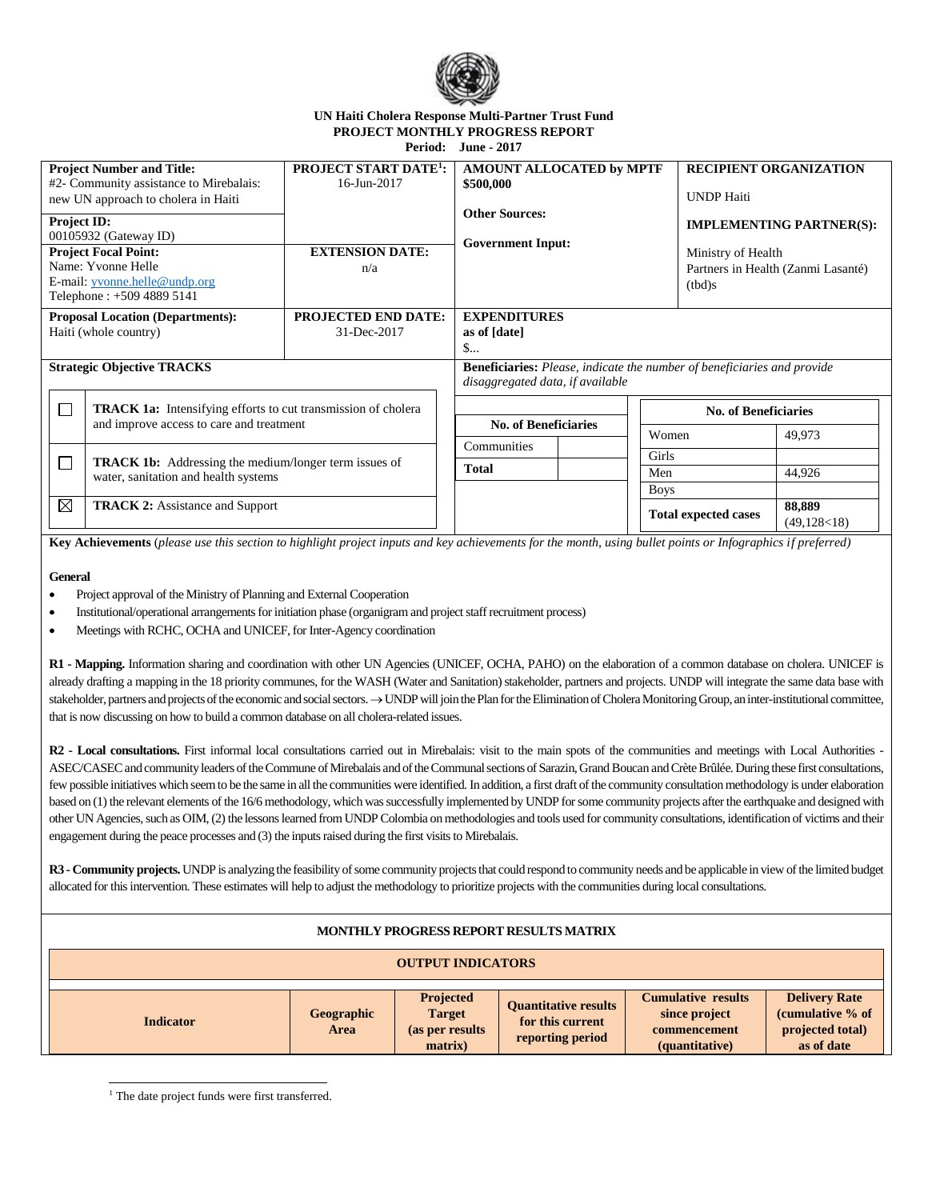**UN Haiti Cholera Response Multi-Partner Trust Fund**
**PROJECT MONTHLY PROGRESS REPORT**
**Period: June - 2017**

| **Project Number and Title:** #2- Community assistance to Mirebalais: new UN approach to cholera in Haiti | **PROJECT START DATE[1]:** 16-Jun-2017 | **AMOUNT ALLOCATED by MPTF** $500,000 **Other Sources:** **Government Input:** | **RECIPIENT ORGANIZATION** UNDP Haiti **IMPLEMENTING PARTNER(S):** Ministry of Health Partners in Health (Zanmi Lasanté) (tbd)s |
|---|---|---|---|
| **Project ID:** 00105932 (Gateway ID) | | | |
| **Project Focal Point:** Name: Yvonne Helle E-mail: yvonne.helle@undp.org Telephone : +509 4889 5141 | **EXTENSION DATE:** n/a | | |
| **Proposal Location (Departments):** Haiti (whole country) | **PROJECTED END DATE:** 31-Dec-2017 | **EXPENDITURES as of [date]** $... | |

**Strategic Objective TRACKS**

| | |
|---|---|
| ☐ | **TRACK 1a:** Intensifying efforts to cut transmission of cholera and improve access to care and treatment |
| ☐ | **TRACK 1b:** Addressing the medium/longer term issues of water, sanitation and health systems |
| ☒ | **TRACK 2:** Assistance and Support |

**Beneficiaries:** *Please, indicate the number of beneficiaries and provide disaggregated data, if available*

| **No. of Beneficiaries** | |
|---|---|
| Communities | |
| **Total** | |

| **No. of Beneficiaries** | |
|---|---|
| Women | 49,973 |
| Girls | |
| Men | 44,926 |
| Boys | |
| **Total expected cases** | **88,889** (49,128<18) |

**Key Achievements** (*please use this section to highlight project inputs and key achievements for the month, using bullet points or Infographics if preferred*)

**General**

- Project approval of the Ministry of Planning and External Cooperation
- Institutional/operational arrangements for initiation phase (organigram and project staff recruitment process)
- Meetings with RCHC, OCHA and UNICEF, for Inter-Agency coordination

**R1 - Mapping.** Information sharing and coordination with other UN Agencies (UNICEF, OCHA, PAHO) on the elaboration of a common database on cholera. UNICEF is already drafting a mapping in the 18 priority communes, for the WASH (Water and Sanitation) stakeholder, partners and projects. UNDP will integrate the same data base with stakeholder, partners and projects of the economic and social sectors. → UNDP will join the Plan for the Elimination of Cholera Monitoring Group, an inter-institutional committee, that is now discussing on how to build a common database on all cholera-related issues.

**R2 - Local consultations.** First informal local consultations carried out in Mirebalais: visit to the main spots of the communities and meetings with Local Authorities - ASEC/CASEC and community leaders of the Commune of Mirebalais and of the Communal sections of Sarazin, Grand Boucan and Crète Brûlée. During these first consultations, few possible initiatives which seem to be the same in all the communities were identified. In addition, a first draft of the community consultation methodology is under elaboration based on (1) the relevant elements of the 16/6 methodology, which was successfully implemented by UNDP for some community projects after the earthquake and designed with other UN Agencies, such as OIM, (2) the lessons learned from UNDP Colombia on methodologies and tools used for community consultations, identification of victims and their engagement during the peace processes and (3) the inputs raised during the first visits to Mirebalais.

**R3 - Community projects.** UNDP is analyzing the feasibility of some community projects that could respond to community needs and be applicable in view of the limited budget allocated for this intervention. These estimates will help to adjust the methodology to prioritize projects with the communities during local consultations.

**MONTHLY PROGRESS REPORT RESULTS MATRIX**

**OUTPUT INDICATORS**

| Indicator | Geographic Area | Projected Target (as per results matrix) | Quantitative results for this current reporting period | Cumulative results since project commencement (quantitative) | Delivery Rate (cumulative % of projected total) as of date |
|---|---|---|---|---|---|

[1] The date project funds were first transferred.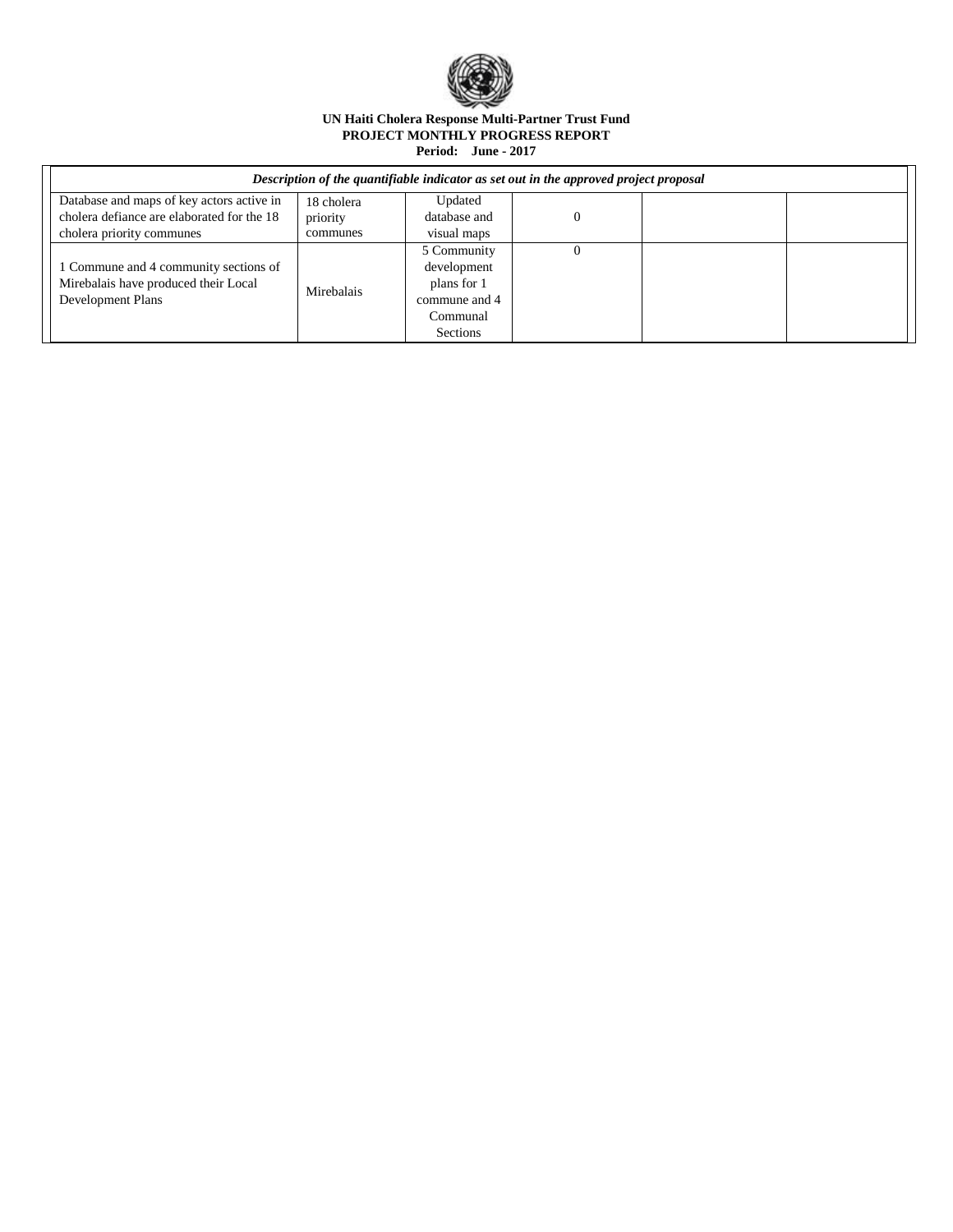**UN Haiti Cholera Response Multi-Partner Trust Fund**
**PROJECT MONTHLY PROGRESS REPORT**
**Period: June - 2017**

| ***Description of the quantifiable indicator as set out in the approved project proposal*** | | | | | |
|---|---|---|---|---|---|
| Database and maps of key actors active in cholera defiance are elaborated for the 18 cholera priority communes | 18 cholera priority communes | Updated database and visual maps | 0 | | |
| 1 Commune and 4 community sections of Mirebalais have produced their Local Development Plans | Mirebalais | 5 Community development plans for 1 commune and 4 Communal Sections | 0 | | |